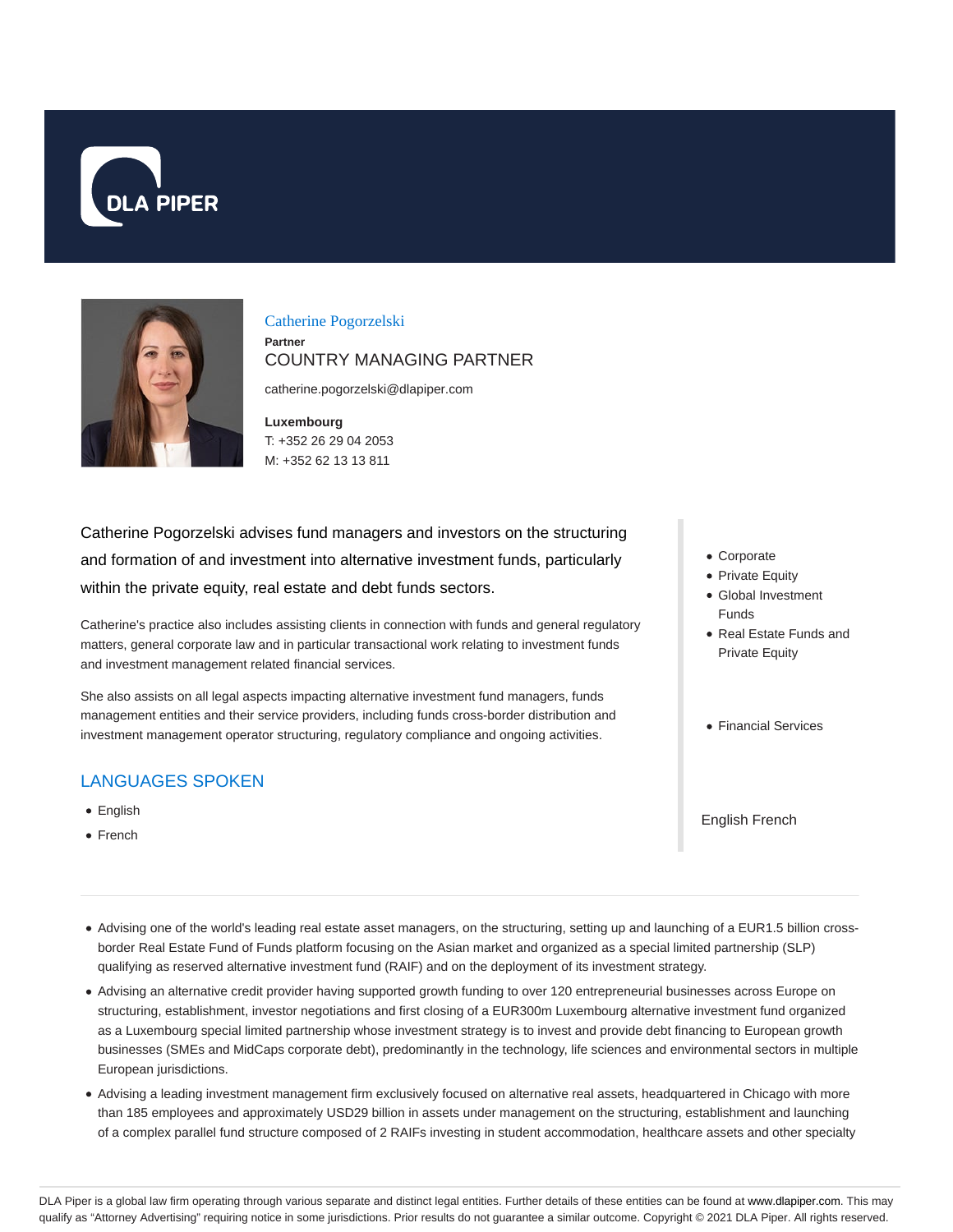DLA PIPER

# Catherine Pogorzelski

**Partner**

COUNTRY MANAGING PARTNER

catherine.pogorzelski@dlapiper.com

**Luxembourg**

T: +352 26 29 04 2053

M: +352 62 13 13 811

Catherine Pogorzelski advises fund managers and investors on the structuring and formation of and investment into alternative investment funds, particularly within the private equity, real estate and debt funds sectors.

Catherine's practice also includes assisting clients in connection with funds and general regulatory matters, general corporate law and in particular transactional work relating to investment funds and investment management related financial services.

She also assists on all legal aspects impacting alternative investment fund managers, funds management entities and their service providers, including funds cross-border distribution and investment management operator structuring, regulatory compliance and ongoing activities.

- Corporate
- Private Equity
- Global Investment Funds
- Real Estate Funds and Private Equity

- Financial Services

## LANGUAGES SPOKEN

- English
- French

English French

- Advising one of the world's leading real estate asset managers, on the structuring, setting up and launching of a EUR1.5 billion cross-border Real Estate Fund of Funds platform focusing on the Asian market and organized as a special limited partnership (SLP) qualifying as reserved alternative investment fund (RAIF) and on the deployment of its investment strategy.
- Advising an alternative credit provider having supported growth funding to over 120 entrepreneurial businesses across Europe on structuring, establishment, investor negotiations and first closing of a EUR300m Luxembourg alternative investment fund organized as a Luxembourg special limited partnership whose investment strategy is to invest and provide debt financing to European growth businesses (SMEs and MidCaps corporate debt), predominantly in the technology, life sciences and environmental sectors in multiple European jurisdictions.
- Advising a leading investment management firm exclusively focused on alternative real assets, headquartered in Chicago with more than 185 employees and approximately USD29 billion in assets under management on the structuring, establishment and launching of a complex parallel fund structure composed of 2 RAIFs investing in student accommodation, healthcare assets and other specialty

DLA Piper is a global law firm operating through various separate and distinct legal entities. Further details of these entities can be found at www.dlapiper.com. This may qualify as "Attorney Advertising" requiring notice in some jurisdictions. Prior results do not guarantee a similar outcome. Copyright © 2021 DLA Piper. All rights reserved.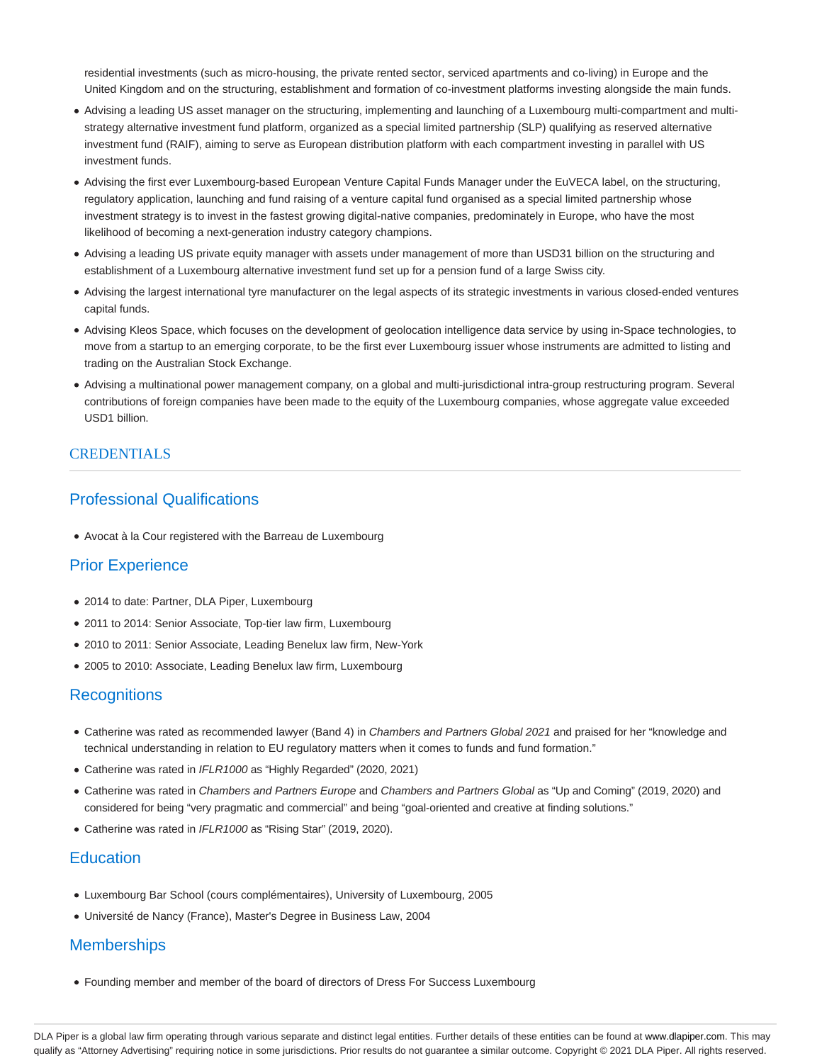residential investments (such as micro-housing, the private rented sector, serviced apartments and co-living) in Europe and the United Kingdom and on the structuring, establishment and formation of co-investment platforms investing alongside the main funds.

- Advising a leading US asset manager on the structuring, implementing and launching of a Luxembourg multi-compartment and multi-strategy alternative investment fund platform, organized as a special limited partnership (SLP) qualifying as reserved alternative investment fund (RAIF), aiming to serve as European distribution platform with each compartment investing in parallel with US investment funds.
- Advising the first ever Luxembourg-based European Venture Capital Funds Manager under the EuVECA label, on the structuring, regulatory application, launching and fund raising of a venture capital fund organised as a special limited partnership whose investment strategy is to invest in the fastest growing digital-native companies, predominately in Europe, who have the most likelihood of becoming a next-generation industry category champions.
- Advising a leading US private equity manager with assets under management of more than USD31 billion on the structuring and establishment of a Luxembourg alternative investment fund set up for a pension fund of a large Swiss city.
- Advising the largest international tyre manufacturer on the legal aspects of its strategic investments in various closed-ended ventures capital funds.
- Advising Kleos Space, which focuses on the development of geolocation intelligence data service by using in-Space technologies, to move from a startup to an emerging corporate, to be the first ever Luxembourg issuer whose instruments are admitted to listing and trading on the Australian Stock Exchange.
- Advising a multinational power management company, on a global and multi-jurisdictional intra-group restructuring program. Several contributions of foreign companies have been made to the equity of the Luxembourg companies, whose aggregate value exceeded USD1 billion.

## CREDENTIALS

### Professional Qualifications

- Avocat à la Cour registered with the Barreau de Luxembourg

### Prior Experience

- 2014 to date: Partner, DLA Piper, Luxembourg
- 2011 to 2014: Senior Associate, Top-tier law firm, Luxembourg
- 2010 to 2011: Senior Associate, Leading Benelux law firm, New-York
- 2005 to 2010: Associate, Leading Benelux law firm, Luxembourg

### Recognitions

- Catherine was rated as recommended lawyer (Band 4) in *Chambers and Partners Global 2021* and praised for her "knowledge and technical understanding in relation to EU regulatory matters when it comes to funds and fund formation."
- Catherine was rated in *IFLR1000* as "Highly Regarded" (2020, 2021)
- Catherine was rated in *Chambers and Partners Europe* and *Chambers and Partners Global* as "Up and Coming" (2019, 2020) and considered for being "very pragmatic and commercial" and being "goal-oriented and creative at finding solutions."
- Catherine was rated in *IFLR1000* as "Rising Star" (2019, 2020).

### Education

- Luxembourg Bar School (cours complémentaires), University of Luxembourg, 2005
- Université de Nancy (France), Master's Degree in Business Law, 2004

### Memberships

- Founding member and member of the board of directors of Dress For Success Luxembourg

DLA Piper is a global law firm operating through various separate and distinct legal entities. Further details of these entities can be found at www.dlapiper.com. This may qualify as "Attorney Advertising" requiring notice in some jurisdictions. Prior results do not guarantee a similar outcome. Copyright © 2021 DLA Piper. All rights reserved.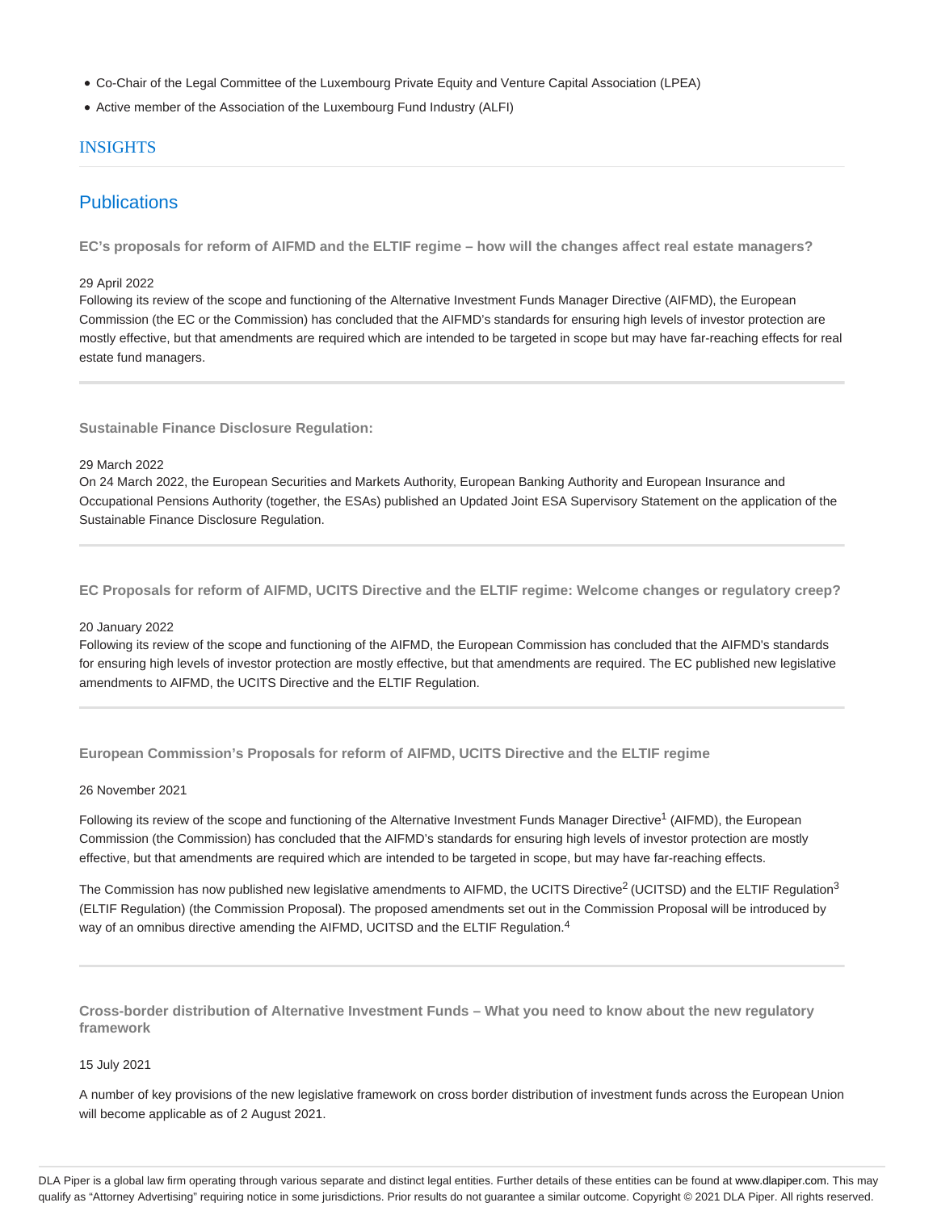- Co-Chair of the Legal Committee of the Luxembourg Private Equity and Venture Capital Association (LPEA)
- Active member of the Association of the Luxembourg Fund Industry (ALFI)

## INSIGHTS

## Publications

### EC's proposals for reform of AIFMD and the ELTIF regime – how will the changes affect real estate managers?

29 April 2022

Following its review of the scope and functioning of the Alternative Investment Funds Manager Directive (AIFMD), the European Commission (the EC or the Commission) has concluded that the AIFMD's standards for ensuring high levels of investor protection are mostly effective, but that amendments are required which are intended to be targeted in scope but may have far-reaching effects for real estate fund managers.

### Sustainable Finance Disclosure Regulation:

29 March 2022

On 24 March 2022, the European Securities and Markets Authority, European Banking Authority and European Insurance and Occupational Pensions Authority (together, the ESAs) published an Updated Joint ESA Supervisory Statement on the application of the Sustainable Finance Disclosure Regulation.

### EC Proposals for reform of AIFMD, UCITS Directive and the ELTIF regime: Welcome changes or regulatory creep?

20 January 2022

Following its review of the scope and functioning of the AIFMD, the European Commission has concluded that the AIFMD's standards for ensuring high levels of investor protection are mostly effective, but that amendments are required. The EC published new legislative amendments to AIFMD, the UCITS Directive and the ELTIF Regulation.

### European Commission's Proposals for reform of AIFMD, UCITS Directive and the ELTIF regime

26 November 2021

Following its review of the scope and functioning of the Alternative Investment Funds Manager Directive[1] (AIFMD), the European Commission (the Commission) has concluded that the AIFMD's standards for ensuring high levels of investor protection are mostly effective, but that amendments are required which are intended to be targeted in scope, but may have far-reaching effects.

The Commission has now published new legislative amendments to AIFMD, the UCITS Directive[2] (UCITSD) and the ELTIF Regulation[3] (ELTIF Regulation) (the Commission Proposal). The proposed amendments set out in the Commission Proposal will be introduced by way of an omnibus directive amending the AIFMD, UCITSD and the ELTIF Regulation.[4]

### Cross-border distribution of Alternative Investment Funds – What you need to know about the new regulatory framework

15 July 2021

A number of key provisions of the new legislative framework on cross border distribution of investment funds across the European Union will become applicable as of 2 August 2021.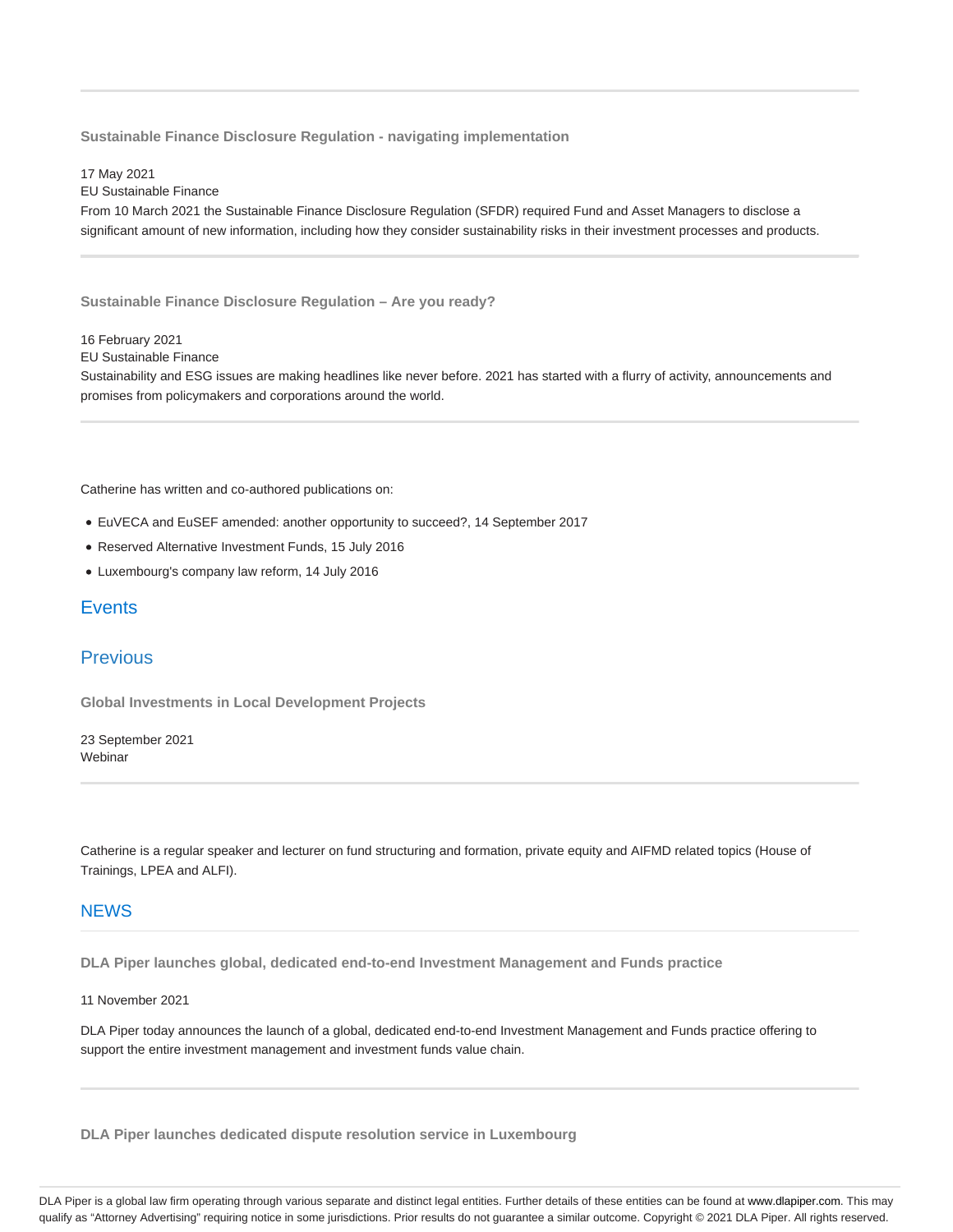**Sustainable Finance Disclosure Regulation - navigating implementation**

17 May 2021

EU Sustainable Finance

From 10 March 2021 the Sustainable Finance Disclosure Regulation (SFDR) required Fund and Asset Managers to disclose a significant amount of new information, including how they consider sustainability risks in their investment processes and products.

**Sustainable Finance Disclosure Regulation – Are you ready?**

16 February 2021

EU Sustainable Finance

Sustainability and ESG issues are making headlines like never before. 2021 has started with a flurry of activity, announcements and promises from policymakers and corporations around the world.

Catherine has written and co-authored publications on:

- EuVECA and EuSEF amended: another opportunity to succeed?, 14 September 2017
- Reserved Alternative Investment Funds, 15 July 2016
- Luxembourg's company law reform, 14 July 2016

## Events

## Previous

**Global Investments in Local Development Projects**

23 September 2021

Webinar

Catherine is a regular speaker and lecturer on fund structuring and formation, private equity and AIFMD related topics (House of Trainings, LPEA and ALFI).

## NEWS

**DLA Piper launches global, dedicated end-to-end Investment Management and Funds practice**

11 November 2021

DLA Piper today announces the launch of a global, dedicated end-to-end Investment Management and Funds practice offering to support the entire investment management and investment funds value chain.

**DLA Piper launches dedicated dispute resolution service in Luxembourg**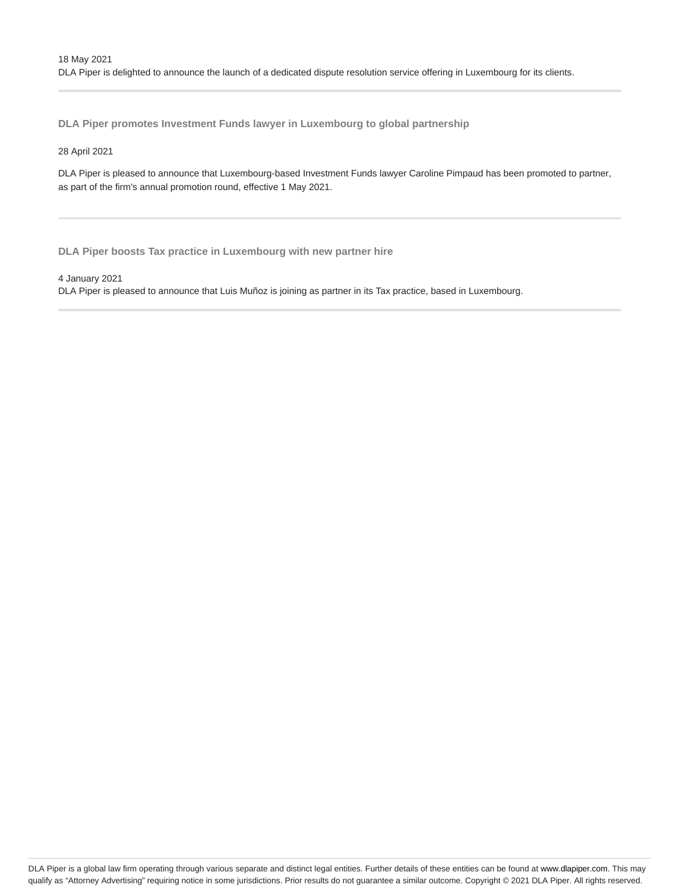18 May 2021

DLA Piper is delighted to announce the launch of a dedicated dispute resolution service offering in Luxembourg for its clients.

---

### DLA Piper promotes Investment Funds lawyer in Luxembourg to global partnership

28 April 2021

DLA Piper is pleased to announce that Luxembourg-based Investment Funds lawyer Caroline Pimpaud has been promoted to partner, as part of the firm's annual promotion round, effective 1 May 2021.

---

### DLA Piper boosts Tax practice in Luxembourg with new partner hire

4 January 2021

DLA Piper is pleased to announce that Luis Muñoz is joining as partner in its Tax practice, based in Luxembourg.

---

DLA Piper is a global law firm operating through various separate and distinct legal entities. Further details of these entities can be found at www.dlapiper.com. This may qualify as "Attorney Advertising" requiring notice in some jurisdictions. Prior results do not guarantee a similar outcome. Copyright © 2021 DLA Piper. All rights reserved.